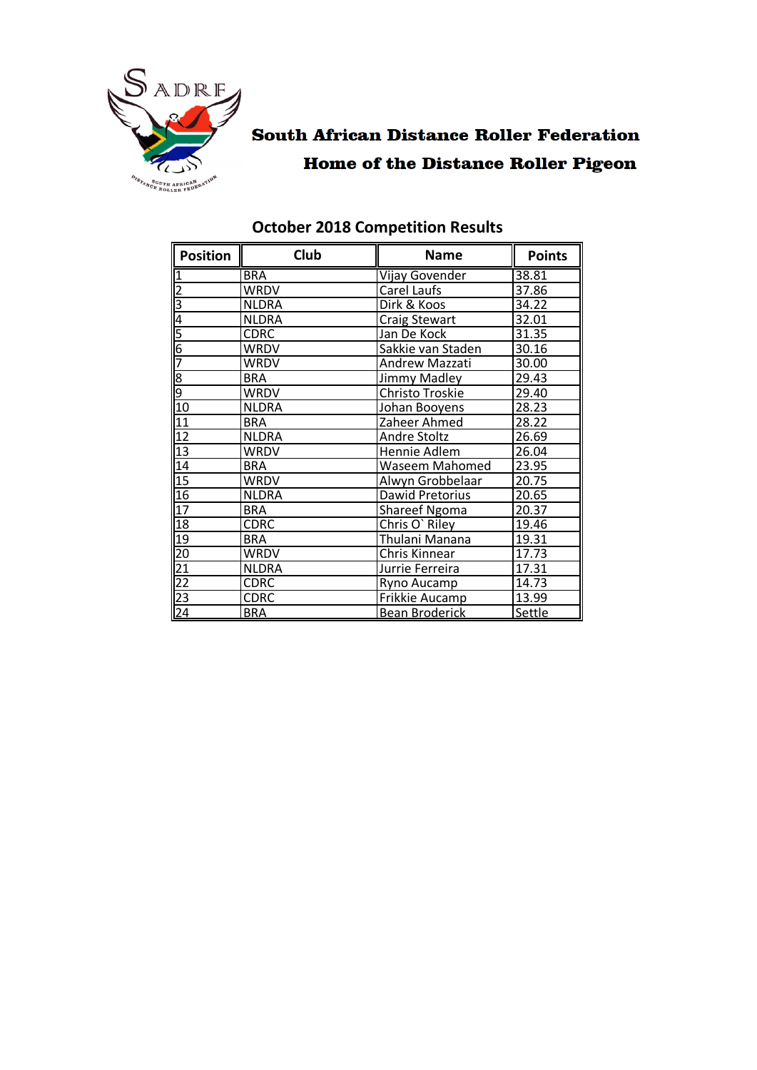# South African Distance Roller Federation

## Home of the Distance Roller Pigeon

### October 2018 Competition Results

| Position | Club | Name | Points |
|---|---|---|---|
| 1 | BRA | Vijay Govender | 38.81 |
| 2 | WRDV | Carel Laufs | 37.86 |
| 3 | NLDRA | Dirk & Koos | 34.22 |
| 4 | NLDRA | Craig Stewart | 32.01 |
| 5 | CDRC | Jan De Kock | 31.35 |
| 6 | WRDV | Sakkie van Staden | 30.16 |
| 7 | WRDV | Andrew Mazzati | 30.00 |
| 8 | BRA | Jimmy Madley | 29.43 |
| 9 | WRDV | Christo Troskie | 29.40 |
| 10 | NLDRA | Johan Booyens | 28.23 |
| 11 | BRA | Zaheer Ahmed | 28.22 |
| 12 | NLDRA | Andre Stoltz | 26.69 |
| 13 | WRDV | Hennie Adlem | 26.04 |
| 14 | BRA | Waseem Mahomed | 23.95 |
| 15 | WRDV | Alwyn Grobbelaar | 20.75 |
| 16 | NLDRA | Dawid Pretorius | 20.65 |
| 17 | BRA | Shareef Ngoma | 20.37 |
| 18 | CDRC | Chris O` Riley | 19.46 |
| 19 | BRA | Thulani Manana | 19.31 |
| 20 | WRDV | Chris Kinnear | 17.73 |
| 21 | NLDRA | Jurrie Ferreira | 17.31 |
| 22 | CDRC | Ryno Aucamp | 14.73 |
| 23 | CDRC | Frikkie Aucamp | 13.99 |
| 24 | BRA | Bean Broderick | Settle |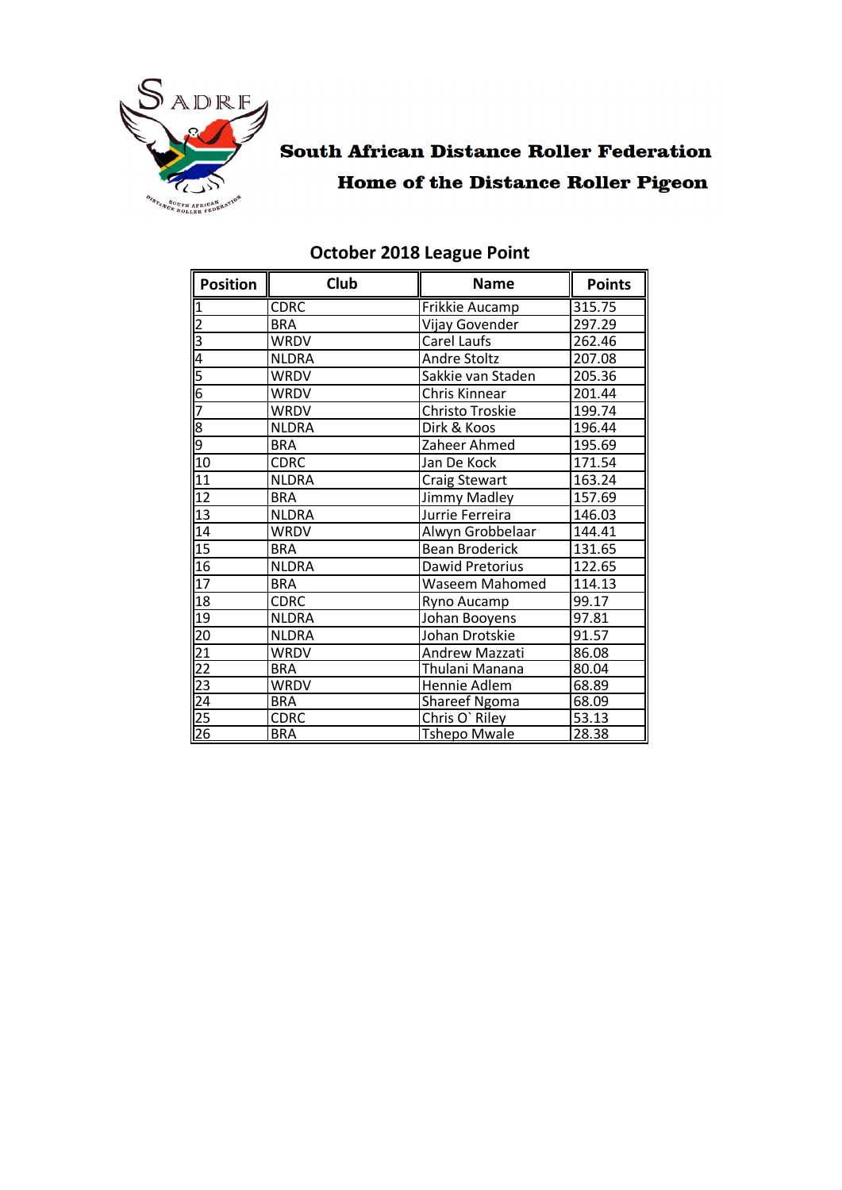# South African Distance Roller Federation

## Home of the Distance Roller Pigeon

### October 2018 League Point

| Position | Club | Name | Points |
|---|---|---|---|
| 1 | CDRC | Frikkie Aucamp | 315.75 |
| 2 | BRA | Vijay Govender | 297.29 |
| 3 | WRDV | Carel Laufs | 262.46 |
| 4 | NLDRA | Andre Stoltz | 207.08 |
| 5 | WRDV | Sakkie van Staden | 205.36 |
| 6 | WRDV | Chris Kinnear | 201.44 |
| 7 | WRDV | Christo Troskie | 199.74 |
| 8 | NLDRA | Dirk & Koos | 196.44 |
| 9 | BRA | Zaheer Ahmed | 195.69 |
| 10 | CDRC | Jan De Kock | 171.54 |
| 11 | NLDRA | Craig Stewart | 163.24 |
| 12 | BRA | Jimmy Madley | 157.69 |
| 13 | NLDRA | Jurrie Ferreira | 146.03 |
| 14 | WRDV | Alwyn Grobbelaar | 144.41 |
| 15 | BRA | Bean Broderick | 131.65 |
| 16 | NLDRA | Dawid Pretorius | 122.65 |
| 17 | BRA | Waseem Mahomed | 114.13 |
| 18 | CDRC | Ryno Aucamp | 99.17 |
| 19 | NLDRA | Johan Booyens | 97.81 |
| 20 | NLDRA | Johan Drotskie | 91.57 |
| 21 | WRDV | Andrew Mazzati | 86.08 |
| 22 | BRA | Thulani Manana | 80.04 |
| 23 | WRDV | Hennie Adlem | 68.89 |
| 24 | BRA | Shareef Ngoma | 68.09 |
| 25 | CDRC | Chris O` Riley | 53.13 |
| 26 | BRA | Tshepo Mwale | 28.38 |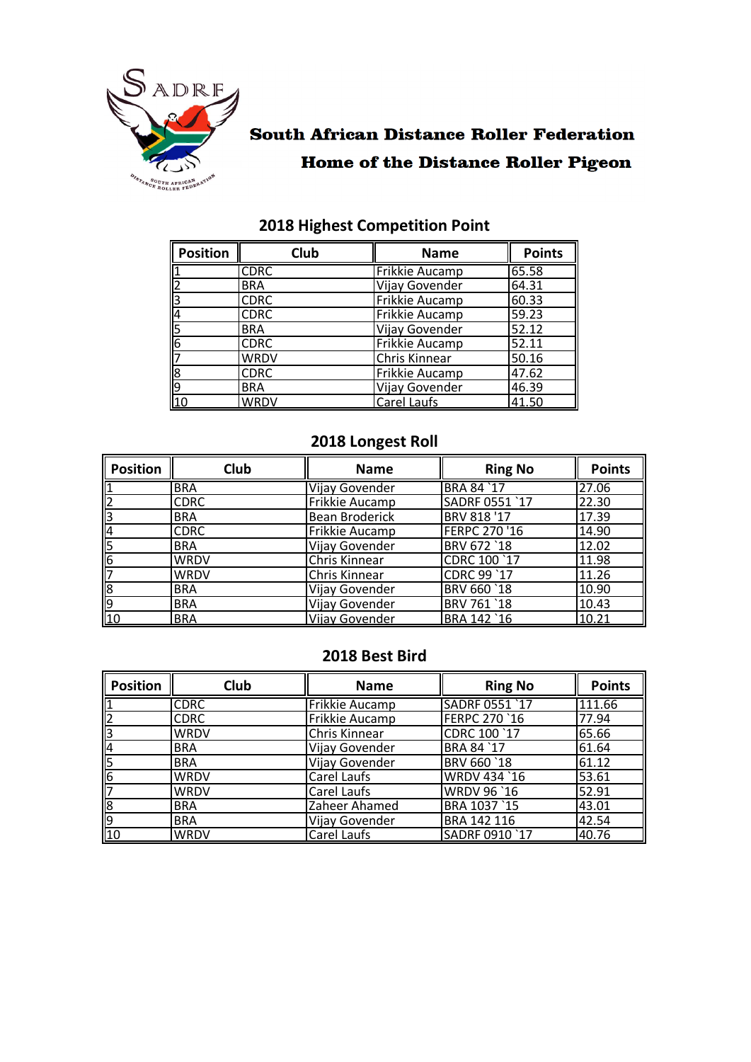**South African Distance Roller Federation**

**Home of the Distance Roller Pigeon**

## 2018 Highest Competition Point

| Position | Club | Name | Points |
|---|---|---|---|
| 1 | CDRC | Frikkie Aucamp | 65.58 |
| 2 | BRA | Vijay Govender | 64.31 |
| 3 | CDRC | Frikkie Aucamp | 60.33 |
| 4 | CDRC | Frikkie Aucamp | 59.23 |
| 5 | BRA | Vijay Govender | 52.12 |
| 6 | CDRC | Frikkie Aucamp | 52.11 |
| 7 | WRDV | Chris Kinnear | 50.16 |
| 8 | CDRC | Frikkie Aucamp | 47.62 |
| 9 | BRA | Vijay Govender | 46.39 |
| 10 | WRDV | Carel Laufs | 41.50 |

## 2018 Longest Roll

| Position | Club | Name | Ring No | Points |
|---|---|---|---|---|
| 1 | BRA | Vijay Govender | BRA 84 `17 | 27.06 |
| 2 | CDRC | Frikkie Aucamp | SADRF 0551 `17 | 22.30 |
| 3 | BRA | Bean Broderick | BRV 818 '17 | 17.39 |
| 4 | CDRC | Frikkie Aucamp | FERPC 270 '16 | 14.90 |
| 5 | BRA | Vijay Govender | BRV 672 `18 | 12.02 |
| 6 | WRDV | Chris Kinnear | CDRC 100 `17 | 11.98 |
| 7 | WRDV | Chris Kinnear | CDRC 99 `17 | 11.26 |
| 8 | BRA | Vijay Govender | BRV 660 `18 | 10.90 |
| 9 | BRA | Vijay Govender | BRV 761 `18 | 10.43 |
| 10 | BRA | Vijay Govender | BRA 142 `16 | 10.21 |

## 2018 Best Bird

| Position | Club | Name | Ring No | Points |
|---|---|---|---|---|
| 1 | CDRC | Frikkie Aucamp | SADRF 0551 `17 | 111.66 |
| 2 | CDRC | Frikkie Aucamp | FERPC 270 `16 | 77.94 |
| 3 | WRDV | Chris Kinnear | CDRC 100 `17 | 65.66 |
| 4 | BRA | Vijay Govender | BRA 84 `17 | 61.64 |
| 5 | BRA | Vijay Govender | BRV 660 `18 | 61.12 |
| 6 | WRDV | Carel Laufs | WRDV 434 `16 | 53.61 |
| 7 | WRDV | Carel Laufs | WRDV 96 `16 | 52.91 |
| 8 | BRA | Zaheer Ahamed | BRA 1037 `15 | 43.01 |
| 9 | BRA | Vijay Govender | BRA 142 116 | 42.54 |
| 10 | WRDV | Carel Laufs | SADRF 0910 `17 | 40.76 |